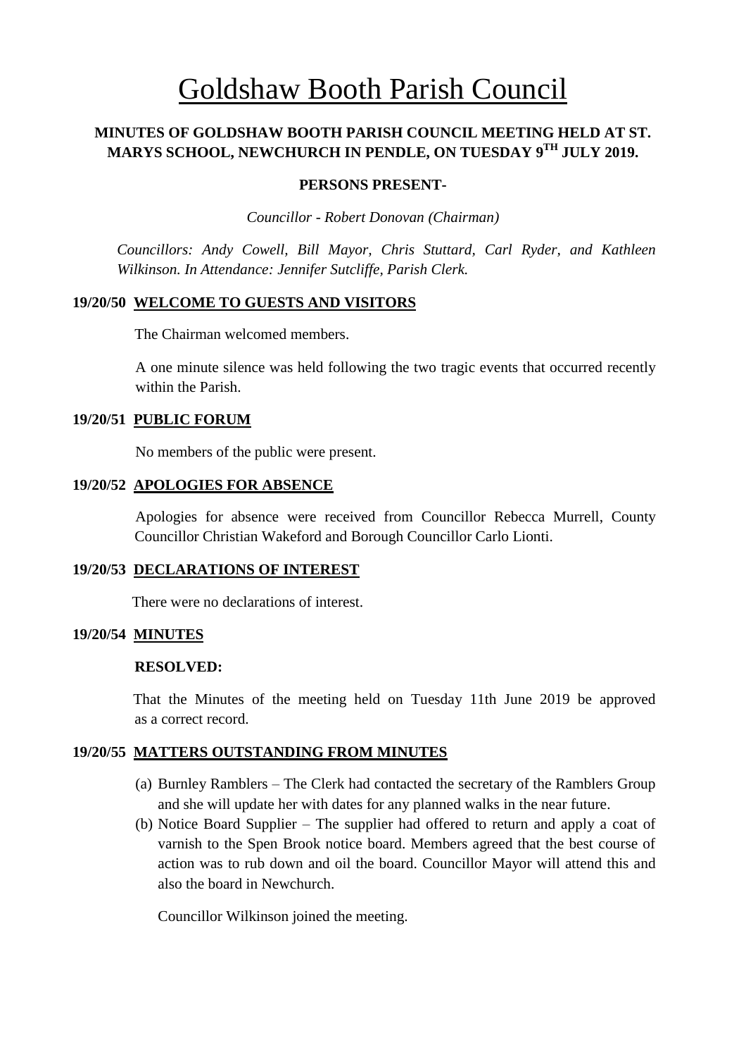# Goldshaw Booth Parish Council

**MINUTES OF GOLDSHAW BOOTH PARISH COUNCIL MEETING HELD AT ST. MARYS SCHOOL, NEWCHURCH IN PENDLE, ON TUESDAY 9TH JULY 2019.**

**PERSONS PRESENT-**

*Councillor - Robert Donovan (Chairman)*

*Councillors: Andy Cowell, Bill Mayor, Chris Stuttard, Carl Ryder, and Kathleen Wilkinson. In Attendance: Jennifer Sutcliffe, Parish Clerk.*

**19/20/50 WELCOME TO GUESTS AND VISITORS**

The Chairman welcomed members.

A one minute silence was held following the two tragic events that occurred recently within the Parish.

**19/20/51 PUBLIC FORUM**

No members of the public were present.

**19/20/52 APOLOGIES FOR ABSENCE**

Apologies for absence were received from Councillor Rebecca Murrell, County Councillor Christian Wakeford and Borough Councillor Carlo Lionti.

**19/20/53 DECLARATIONS OF INTEREST**

There were no declarations of interest.

**19/20/54 MINUTES**

**RESOLVED:**

That the Minutes of the meeting held on Tuesday 11th June 2019 be approved as a correct record.

**19/20/55 MATTERS OUTSTANDING FROM MINUTES**

(a) Burnley Ramblers – The Clerk had contacted the secretary of the Ramblers Group and she will update her with dates for any planned walks in the near future.

(b) Notice Board Supplier – The supplier had offered to return and apply a coat of varnish to the Spen Brook notice board. Members agreed that the best course of action was to rub down and oil the board. Councillor Mayor will attend this and also the board in Newchurch.

Councillor Wilkinson joined the meeting.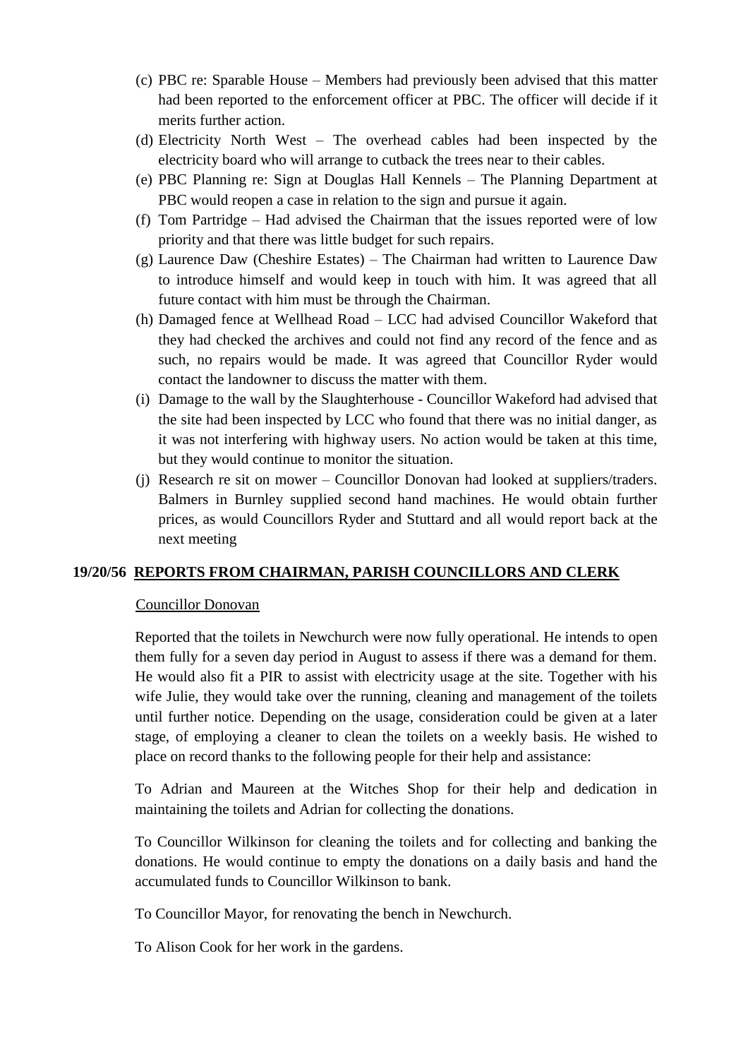(c) PBC re: Sparable House – Members had previously been advised that this matter had been reported to the enforcement officer at PBC. The officer will decide if it merits further action.
(d) Electricity North West – The overhead cables had been inspected by the electricity board who will arrange to cutback the trees near to their cables.
(e) PBC Planning re: Sign at Douglas Hall Kennels – The Planning Department at PBC would reopen a case in relation to the sign and pursue it again.
(f) Tom Partridge – Had advised the Chairman that the issues reported were of low priority and that there was little budget for such repairs.
(g) Laurence Daw (Cheshire Estates) – The Chairman had written to Laurence Daw to introduce himself and would keep in touch with him. It was agreed that all future contact with him must be through the Chairman.
(h) Damaged fence at Wellhead Road – LCC had advised Councillor Wakeford that they had checked the archives and could not find any record of the fence and as such, no repairs would be made. It was agreed that Councillor Ryder would contact the landowner to discuss the matter with them.
(i) Damage to the wall by the Slaughterhouse - Councillor Wakeford had advised that the site had been inspected by LCC who found that there was no initial danger, as it was not interfering with highway users. No action would be taken at this time, but they would continue to monitor the situation.
(j) Research re sit on mower – Councillor Donovan had looked at suppliers/traders. Balmers in Burnley supplied second hand machines. He would obtain further prices, as would Councillors Ryder and Stuttard and all would report back at the next meeting

**19/20/56 <u>REPORTS FROM CHAIRMAN, PARISH COUNCILLORS AND CLERK</u>**

<u>Councillor Donovan</u>

Reported that the toilets in Newchurch were now fully operational. He intends to open them fully for a seven day period in August to assess if there was a demand for them. He would also fit a PIR to assist with electricity usage at the site. Together with his wife Julie, they would take over the running, cleaning and management of the toilets until further notice. Depending on the usage, consideration could be given at a later stage, of employing a cleaner to clean the toilets on a weekly basis. He wished to place on record thanks to the following people for their help and assistance:

To Adrian and Maureen at the Witches Shop for their help and dedication in maintaining the toilets and Adrian for collecting the donations.

To Councillor Wilkinson for cleaning the toilets and for collecting and banking the donations. He would continue to empty the donations on a daily basis and hand the accumulated funds to Councillor Wilkinson to bank.

To Councillor Mayor, for renovating the bench in Newchurch.

To Alison Cook for her work in the gardens.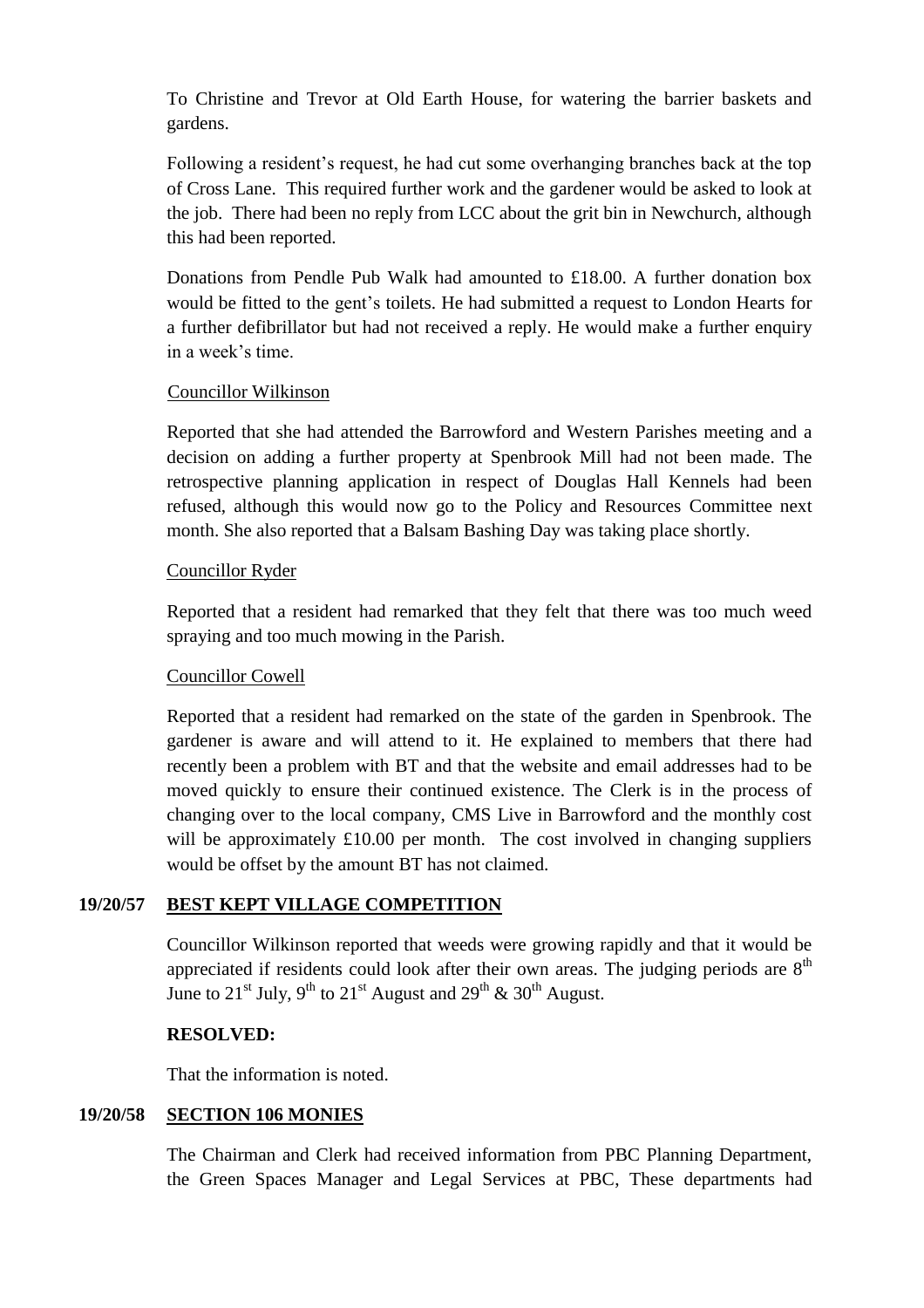To Christine and Trevor at Old Earth House, for watering the barrier baskets and gardens.

Following a resident's request, he had cut some overhanging branches back at the top of Cross Lane. This required further work and the gardener would be asked to look at the job. There had been no reply from LCC about the grit bin in Newchurch, although this had been reported.

Donations from Pendle Pub Walk had amounted to £18.00. A further donation box would be fitted to the gent's toilets. He had submitted a request to London Hearts for a further defibrillator but had not received a reply. He would make a further enquiry in a week's time.

Councillor Wilkinson

Reported that she had attended the Barrowford and Western Parishes meeting and a decision on adding a further property at Spenbrook Mill had not been made. The retrospective planning application in respect of Douglas Hall Kennels had been refused, although this would now go to the Policy and Resources Committee next month. She also reported that a Balsam Bashing Day was taking place shortly.

Councillor Ryder

Reported that a resident had remarked that they felt that there was too much weed spraying and too much mowing in the Parish.

Councillor Cowell

Reported that a resident had remarked on the state of the garden in Spenbrook. The gardener is aware and will attend to it. He explained to members that there had recently been a problem with BT and that the website and email addresses had to be moved quickly to ensure their continued existence. The Clerk is in the process of changing over to the local company, CMS Live in Barrowford and the monthly cost will be approximately £10.00 per month. The cost involved in changing suppliers would be offset by the amount BT has not claimed.

**19/20/57 BEST KEPT VILLAGE COMPETITION**

Councillor Wilkinson reported that weeds were growing rapidly and that it would be appreciated if residents could look after their own areas. The judging periods are 8th June to 21st July, 9th to 21st August and 29th & 30th August.

**RESOLVED:**

That the information is noted.

**19/20/58 SECTION 106 MONIES**

The Chairman and Clerk had received information from PBC Planning Department, the Green Spaces Manager and Legal Services at PBC, These departments had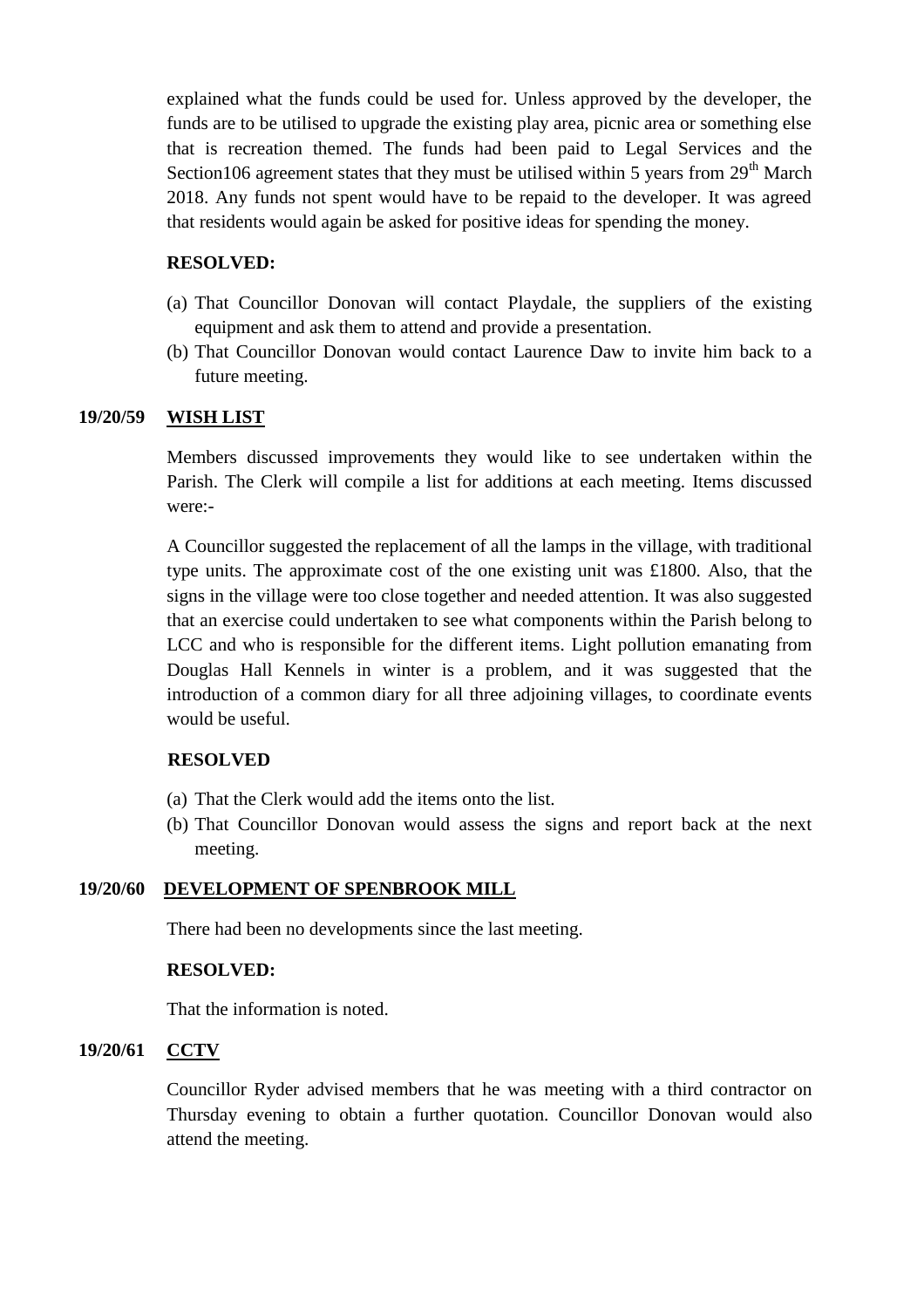explained what the funds could be used for. Unless approved by the developer, the funds are to be utilised to upgrade the existing play area, picnic area or something else that is recreation themed. The funds had been paid to Legal Services and the Section106 agreement states that they must be utilised within 5 years from 29th March 2018. Any funds not spent would have to be repaid to the developer. It was agreed that residents would again be asked for positive ideas for spending the money.

**RESOLVED:**

(a) That Councillor Donovan will contact Playdale, the suppliers of the existing equipment and ask them to attend and provide a presentation.
(b) That Councillor Donovan would contact Laurence Daw to invite him back to a future meeting.

**19/20/59 WISH LIST**

Members discussed improvements they would like to see undertaken within the Parish. The Clerk will compile a list for additions at each meeting. Items discussed were:-

A Councillor suggested the replacement of all the lamps in the village, with traditional type units. The approximate cost of the one existing unit was £1800. Also, that the signs in the village were too close together and needed attention. It was also suggested that an exercise could undertaken to see what components within the Parish belong to LCC and who is responsible for the different items. Light pollution emanating from Douglas Hall Kennels in winter is a problem, and it was suggested that the introduction of a common diary for all three adjoining villages, to coordinate events would be useful.

**RESOLVED**

(a) That the Clerk would add the items onto the list.
(b) That Councillor Donovan would assess the signs and report back at the next meeting.

**19/20/60 DEVELOPMENT OF SPENBROOK MILL**

There had been no developments since the last meeting.

**RESOLVED:**

That the information is noted.

**19/20/61 CCTV**

Councillor Ryder advised members that he was meeting with a third contractor on Thursday evening to obtain a further quotation. Councillor Donovan would also attend the meeting.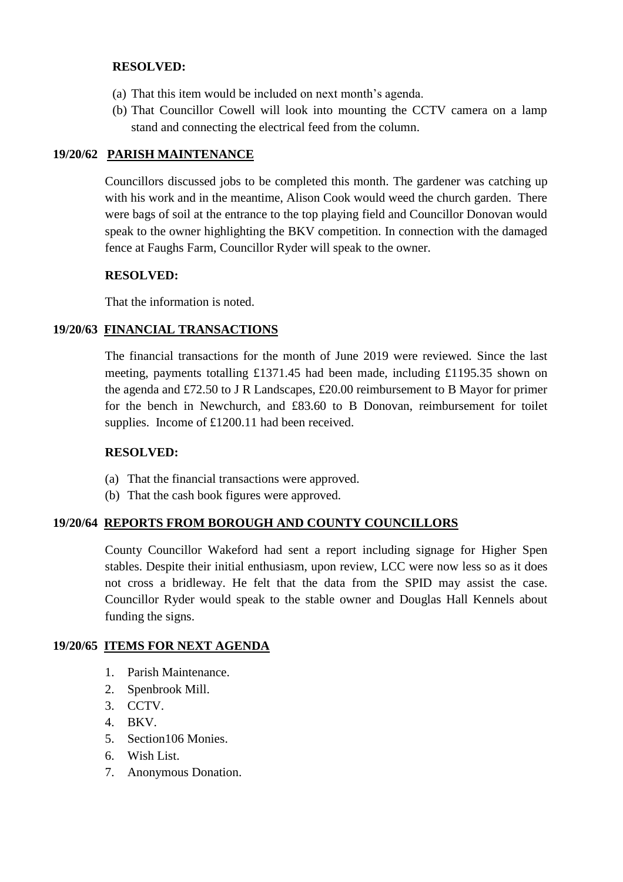**RESOLVED:**

(a) That this item would be included on next month's agenda.
(b) That Councillor Cowell will look into mounting the CCTV camera on a lamp stand and connecting the electrical feed from the column.

## 19/20/62 PARISH MAINTENANCE

Councillors discussed jobs to be completed this month. The gardener was catching up with his work and in the meantime, Alison Cook would weed the church garden. There were bags of soil at the entrance to the top playing field and Councillor Donovan would speak to the owner highlighting the BKV competition. In connection with the damaged fence at Faughs Farm, Councillor Ryder will speak to the owner.

**RESOLVED:**

That the information is noted.

## 19/20/63 FINANCIAL TRANSACTIONS

The financial transactions for the month of June 2019 were reviewed. Since the last meeting, payments totalling £1371.45 had been made, including £1195.35 shown on the agenda and £72.50 to J R Landscapes, £20.00 reimbursement to B Mayor for primer for the bench in Newchurch, and £83.60 to B Donovan, reimbursement for toilet supplies. Income of £1200.11 had been received.

**RESOLVED:**

(a) That the financial transactions were approved.
(b) That the cash book figures were approved.

## 19/20/64 REPORTS FROM BOROUGH AND COUNTY COUNCILLORS

County Councillor Wakeford had sent a report including signage for Higher Spen stables. Despite their initial enthusiasm, upon review, LCC were now less so as it does not cross a bridleway. He felt that the data from the SPID may assist the case. Councillor Ryder would speak to the stable owner and Douglas Hall Kennels about funding the signs.

## 19/20/65 ITEMS FOR NEXT AGENDA

1. Parish Maintenance.
2. Spenbrook Mill.
3. CCTV.
4. BKV.
5. Section106 Monies.
6. Wish List.
7. Anonymous Donation.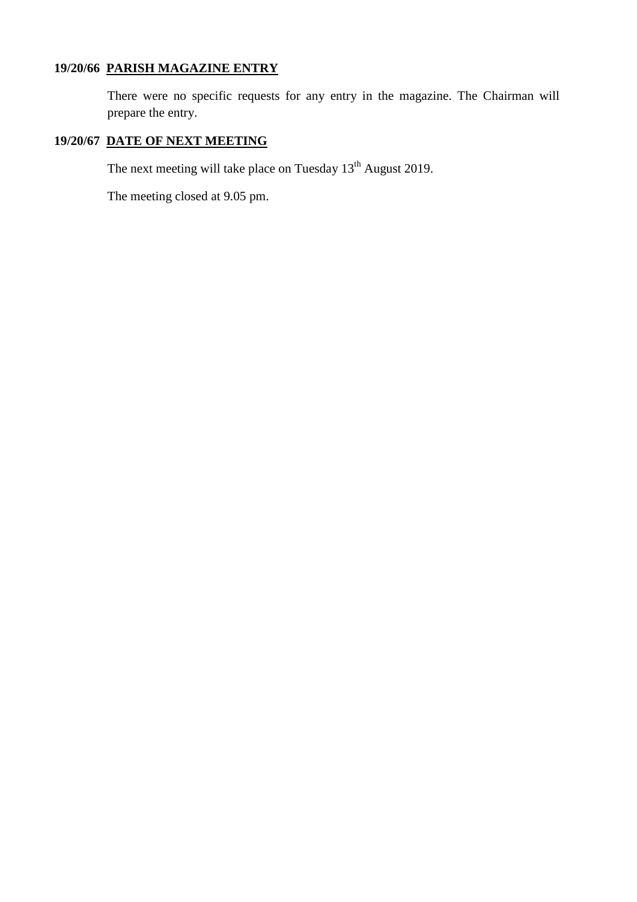**19/20/66 PARISH MAGAZINE ENTRY**

There were no specific requests for any entry in the magazine. The Chairman will prepare the entry.

**19/20/67 DATE OF NEXT MEETING**

The next meeting will take place on Tuesday 13th August 2019.

The meeting closed at 9.05 pm.